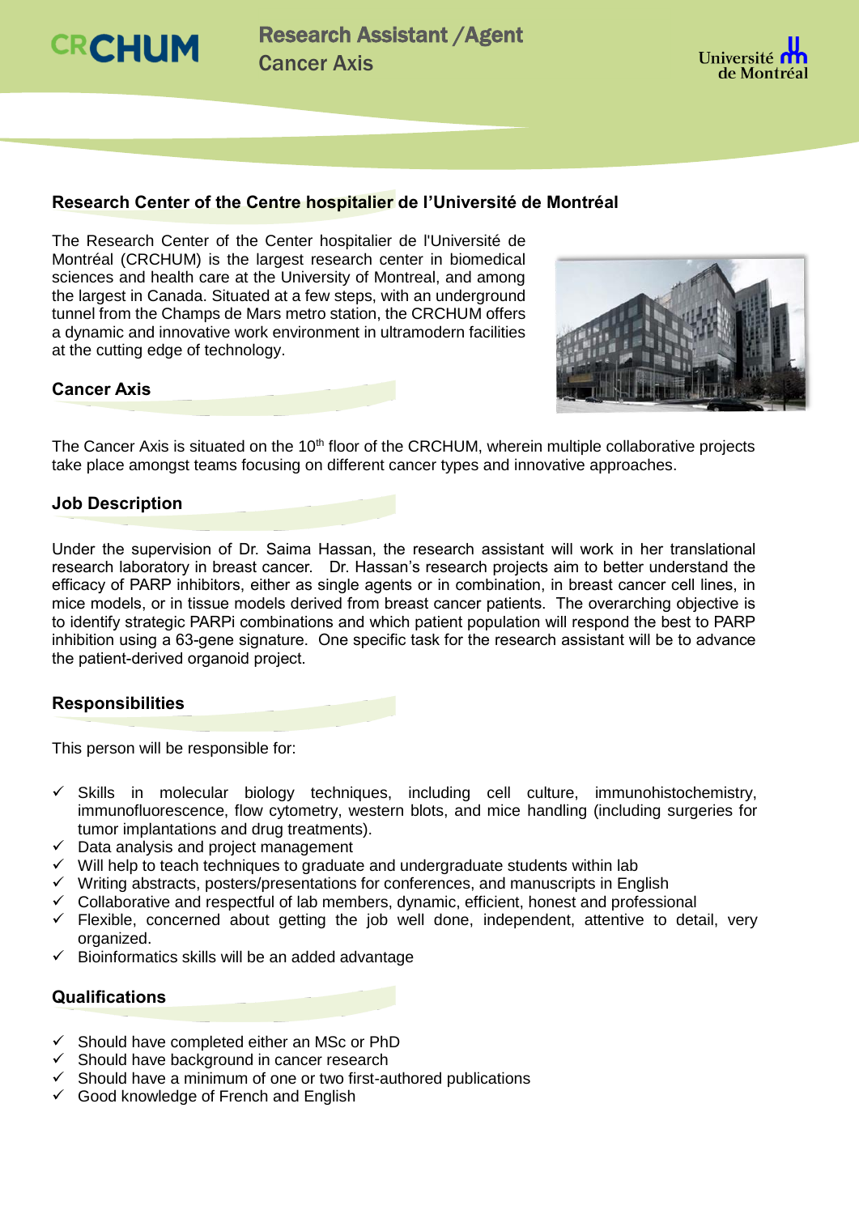# CRCHUM

## Research Assistant /Agent
## Cancer Axis

Université de Montréal

### Research Center of the Centre hospitalier de l'Université de Montréal

The Research Center of the Center hospitalier de l'Université de Montréal (CRCHUM) is the largest research center in biomedical sciences and health care at the University of Montreal, and among the largest in Canada. Situated at a few steps, with an underground tunnel from the Champs de Mars metro station, the CRCHUM offers a dynamic and innovative work environment in ultramodern facilities at the cutting edge of technology.

### Cancer Axis

The Cancer Axis is situated on the 10th floor of the CRCHUM, wherein multiple collaborative projects take place amongst teams focusing on different cancer types and innovative approaches.

### Job Description

Under the supervision of Dr. Saima Hassan, the research assistant will work in her translational research laboratory in breast cancer. Dr. Hassan's research projects aim to better understand the efficacy of PARP inhibitors, either as single agents or in combination, in breast cancer cell lines, in mice models, or in tissue models derived from breast cancer patients. The overarching objective is to identify strategic PARPi combinations and which patient population will respond the best to PARP inhibition using a 63-gene signature. One specific task for the research assistant will be to advance the patient-derived organoid project.

### Responsibilities

This person will be responsible for:

- ✓ Skills in molecular biology techniques, including cell culture, immunohistochemistry, immunofluorescence, flow cytometry, western blots, and mice handling (including surgeries for tumor implantations and drug treatments).
- ✓ Data analysis and project management
- ✓ Will help to teach techniques to graduate and undergraduate students within lab
- ✓ Writing abstracts, posters/presentations for conferences, and manuscripts in English
- ✓ Collaborative and respectful of lab members, dynamic, efficient, honest and professional
- ✓ Flexible, concerned about getting the job well done, independent, attentive to detail, very organized.
- ✓ Bioinformatics skills will be an added advantage

### Qualifications

- ✓ Should have completed either an MSc or PhD
- ✓ Should have background in cancer research
- ✓ Should have a minimum of one or two first-authored publications
- ✓ Good knowledge of French and English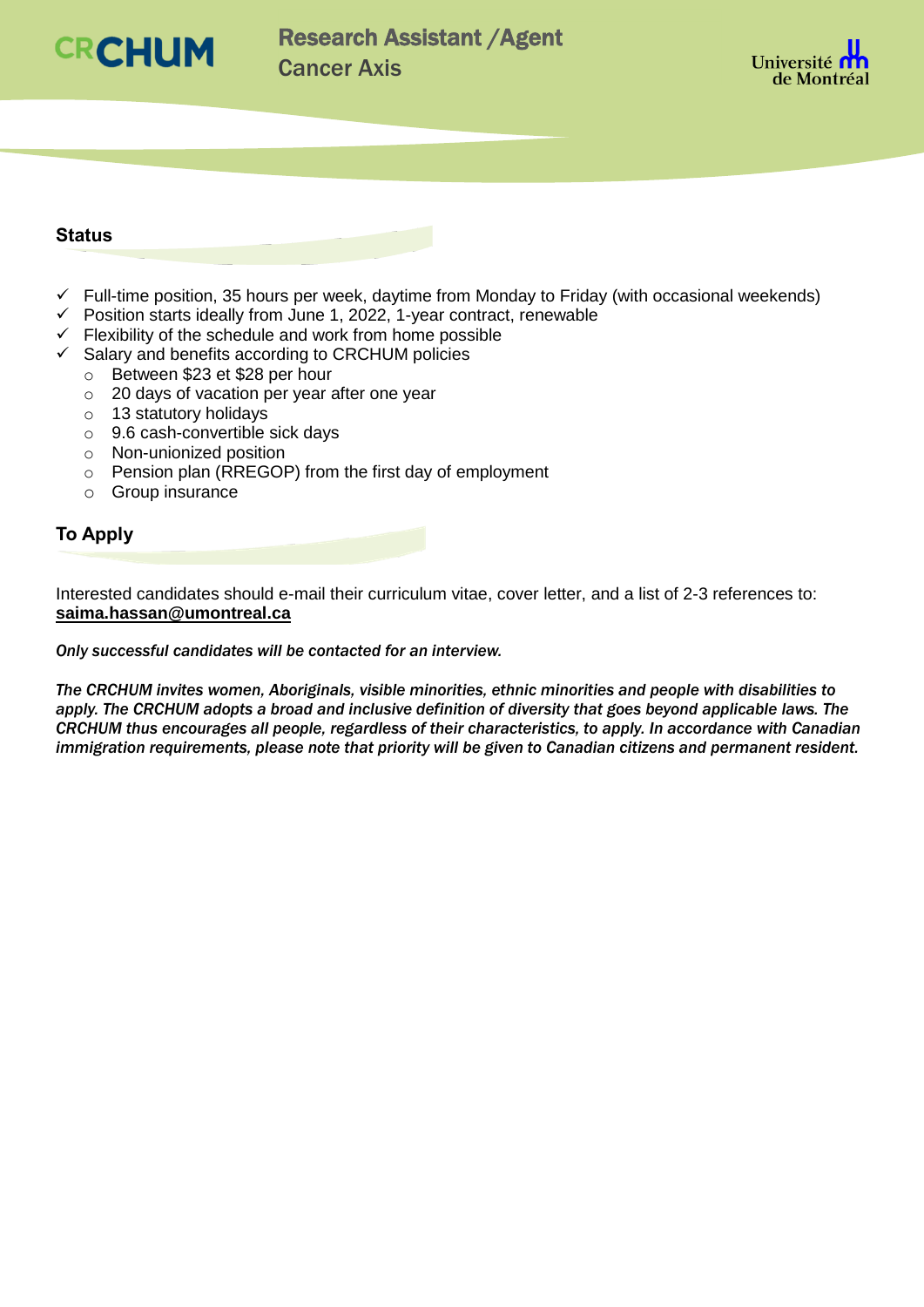## Status

- ✓ Full-time position, 35 hours per week, daytime from Monday to Friday (with occasional weekends)
- ✓ Position starts ideally from June 1, 2022, 1-year contract, renewable
- ✓ Flexibility of the schedule and work from home possible
- ✓ Salary and benefits according to CRCHUM policies
  - Between $23 et $28 per hour
  - 20 days of vacation per year after one year
  - 13 statutory holidays
  - 9.6 cash-convertible sick days
  - Non-unionized position
  - Pension plan (RREGOP) from the first day of employment
  - Group insurance

## To Apply

Interested candidates should e-mail their curriculum vitae, cover letter, and a list of 2-3 references to: **saima.hassan@umontreal.ca**

***Only successful candidates will be contacted for an interview.***

***The CRCHUM invites women, Aboriginals, visible minorities, ethnic minorities and people with disabilities to apply. The CRCHUM adopts a broad and inclusive definition of diversity that goes beyond applicable laws. The CRCHUM thus encourages all people, regardless of their characteristics, to apply. In accordance with Canadian immigration requirements, please note that priority will be given to Canadian citizens and permanent resident.***